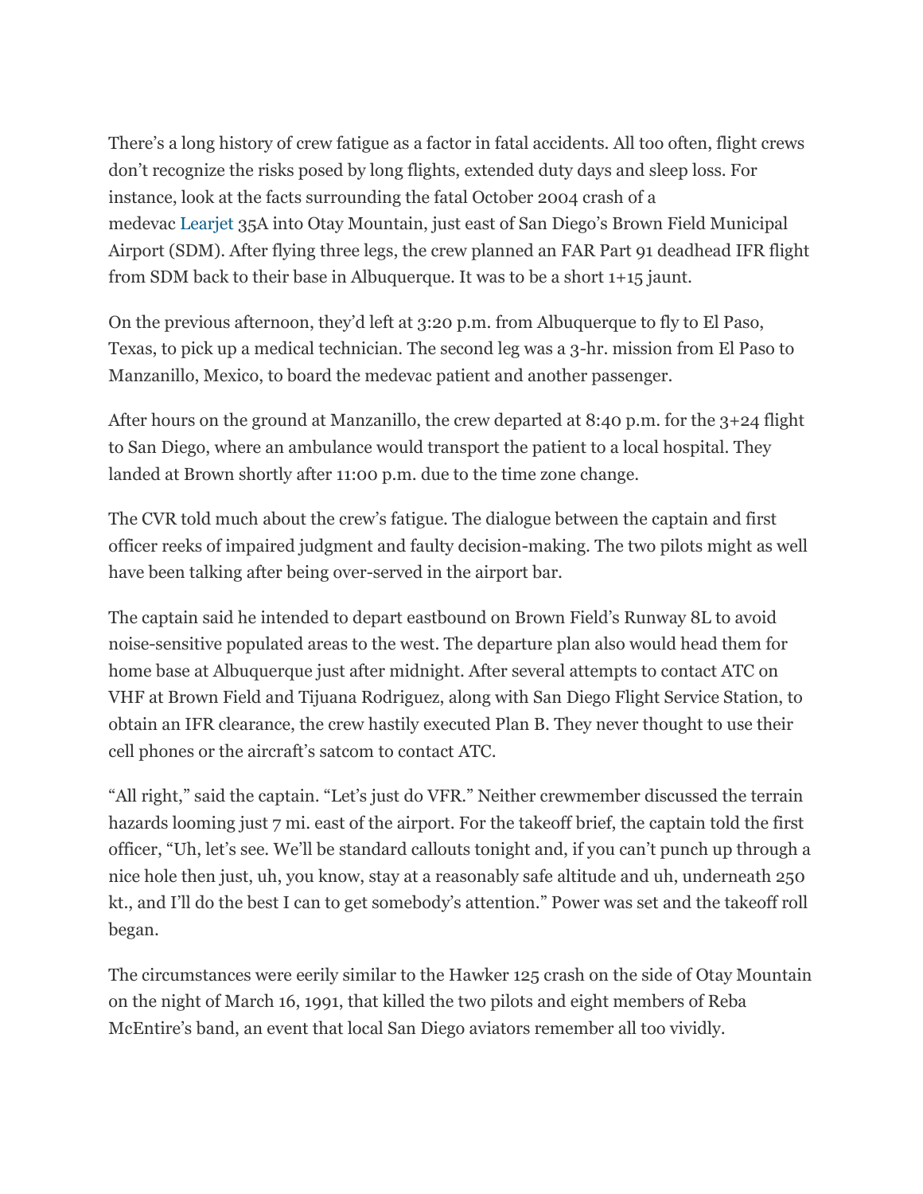There's a long history of crew fatigue as a factor in fatal accidents. All too often, flight crews don't recognize the risks posed by long flights, extended duty days and sleep loss. For instance, look at the facts surrounding the fatal October 2004 crash of a medevac Learjet 35A into Otay Mountain, just east of San Diego's Brown Field Municipal Airport (SDM). After flying three legs, the crew planned an FAR Part 91 deadhead IFR flight from SDM back to their base in Albuquerque. It was to be a short 1+15 jaunt.

On the previous afternoon, they'd left at 3:20 p.m. from Albuquerque to fly to El Paso, Texas, to pick up a medical technician. The second leg was a 3-hr. mission from El Paso to Manzanillo, Mexico, to board the medevac patient and another passenger.

After hours on the ground at Manzanillo, the crew departed at 8:40 p.m. for the 3+24 flight to San Diego, where an ambulance would transport the patient to a local hospital. They landed at Brown shortly after 11:00 p.m. due to the time zone change.

The CVR told much about the crew's fatigue. The dialogue between the captain and first officer reeks of impaired judgment and faulty decision-making. The two pilots might as well have been talking after being over-served in the airport bar.

The captain said he intended to depart eastbound on Brown Field's Runway 8L to avoid noise-sensitive populated areas to the west. The departure plan also would head them for home base at Albuquerque just after midnight. After several attempts to contact ATC on VHF at Brown Field and Tijuana Rodriguez, along with San Diego Flight Service Station, to obtain an IFR clearance, the crew hastily executed Plan B. They never thought to use their cell phones or the aircraft's satcom to contact ATC.

"All right," said the captain. "Let's just do VFR." Neither crewmember discussed the terrain hazards looming just 7 mi. east of the airport. For the takeoff brief, the captain told the first officer, "Uh, let's see. We'll be standard callouts tonight and, if you can't punch up through a nice hole then just, uh, you know, stay at a reasonably safe altitude and uh, underneath 250 kt., and I'll do the best I can to get somebody's attention." Power was set and the takeoff roll began.

The circumstances were eerily similar to the Hawker 125 crash on the side of Otay Mountain on the night of March 16, 1991, that killed the two pilots and eight members of Reba McEntire's band, an event that local San Diego aviators remember all too vividly.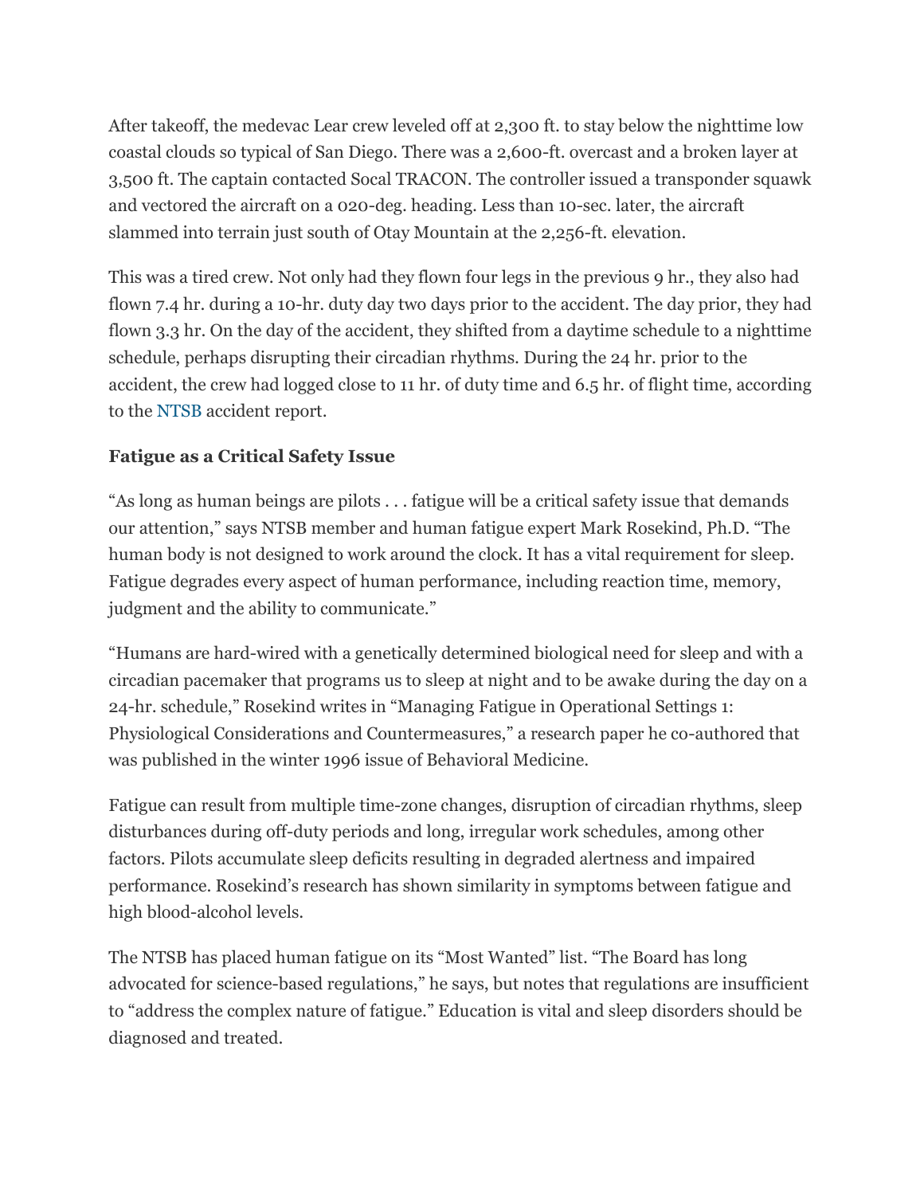After takeoff, the medevac Lear crew leveled off at 2,300 ft. to stay below the nighttime low coastal clouds so typical of San Diego. There was a 2,600-ft. overcast and a broken layer at 3,500 ft. The captain contacted Socal TRACON. The controller issued a transponder squawk and vectored the aircraft on a 020-deg. heading. Less than 10-sec. later, the aircraft slammed into terrain just south of Otay Mountain at the 2,256-ft. elevation.

This was a tired crew. Not only had they flown four legs in the previous 9 hr., they also had flown 7.4 hr. during a 10-hr. duty day two days prior to the accident. The day prior, they had flown 3.3 hr. On the day of the accident, they shifted from a daytime schedule to a nighttime schedule, perhaps disrupting their circadian rhythms. During the 24 hr. prior to the accident, the crew had logged close to 11 hr. of duty time and 6.5 hr. of flight time, according to the NTSB accident report.

### Fatigue as a Critical Safety Issue

"As long as human beings are pilots . . . fatigue will be a critical safety issue that demands our attention," says NTSB member and human fatigue expert Mark Rosekind, Ph.D. "The human body is not designed to work around the clock. It has a vital requirement for sleep. Fatigue degrades every aspect of human performance, including reaction time, memory, judgment and the ability to communicate."

"Humans are hard-wired with a genetically determined biological need for sleep and with a circadian pacemaker that programs us to sleep at night and to be awake during the day on a 24-hr. schedule," Rosekind writes in "Managing Fatigue in Operational Settings 1: Physiological Considerations and Countermeasures," a research paper he co-authored that was published in the winter 1996 issue of Behavioral Medicine.

Fatigue can result from multiple time-zone changes, disruption of circadian rhythms, sleep disturbances during off-duty periods and long, irregular work schedules, among other factors. Pilots accumulate sleep deficits resulting in degraded alertness and impaired performance. Rosekind's research has shown similarity in symptoms between fatigue and high blood-alcohol levels.

The NTSB has placed human fatigue on its "Most Wanted" list. "The Board has long advocated for science-based regulations," he says, but notes that regulations are insufficient to "address the complex nature of fatigue." Education is vital and sleep disorders should be diagnosed and treated.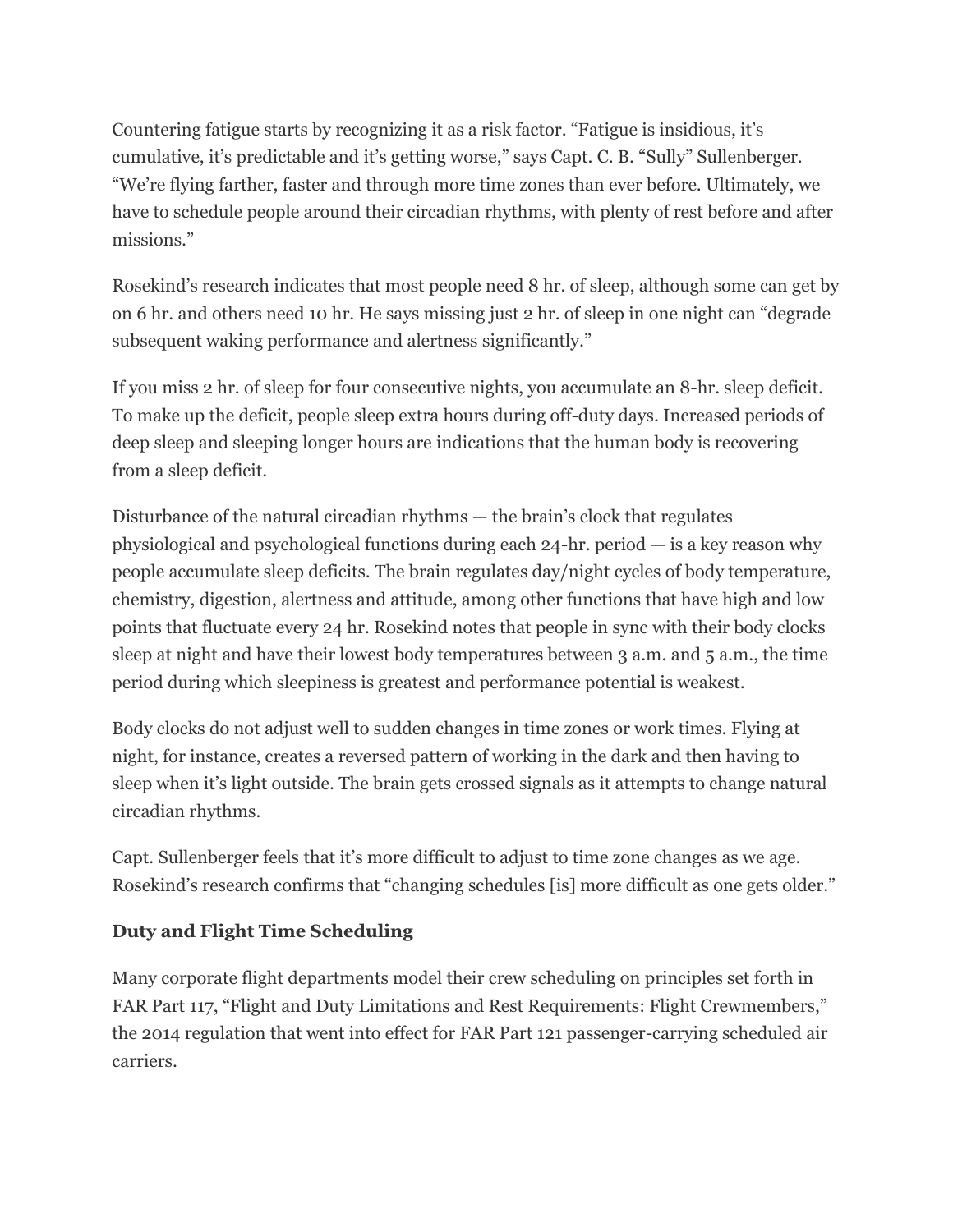Countering fatigue starts by recognizing it as a risk factor. “Fatigue is insidious, it’s cumulative, it’s predictable and it’s getting worse,” says Capt. C. B. “Sully” Sullenberger. “We’re flying farther, faster and through more time zones than ever before. Ultimately, we have to schedule people around their circadian rhythms, with plenty of rest before and after missions.”

Rosekind’s research indicates that most people need 8 hr. of sleep, although some can get by on 6 hr. and others need 10 hr. He says missing just 2 hr. of sleep in one night can “degrade subsequent waking performance and alertness significantly.”

If you miss 2 hr. of sleep for four consecutive nights, you accumulate an 8-hr. sleep deficit. To make up the deficit, people sleep extra hours during off-duty days. Increased periods of deep sleep and sleeping longer hours are indications that the human body is recovering from a sleep deficit.

Disturbance of the natural circadian rhythms — the brain’s clock that regulates physiological and psychological functions during each 24-hr. period — is a key reason why people accumulate sleep deficits. The brain regulates day/night cycles of body temperature, chemistry, digestion, alertness and attitude, among other functions that have high and low points that fluctuate every 24 hr. Rosekind notes that people in sync with their body clocks sleep at night and have their lowest body temperatures between 3 a.m. and 5 a.m., the time period during which sleepiness is greatest and performance potential is weakest.

Body clocks do not adjust well to sudden changes in time zones or work times. Flying at night, for instance, creates a reversed pattern of working in the dark and then having to sleep when it’s light outside. The brain gets crossed signals as it attempts to change natural circadian rhythms.

Capt. Sullenberger feels that it’s more difficult to adjust to time zone changes as we age. Rosekind’s research confirms that “changing schedules [is] more difficult as one gets older.”

**Duty and Flight Time Scheduling**

Many corporate flight departments model their crew scheduling on principles set forth in FAR Part 117, “Flight and Duty Limitations and Rest Requirements: Flight Crewmembers,” the 2014 regulation that went into effect for FAR Part 121 passenger-carrying scheduled air carriers.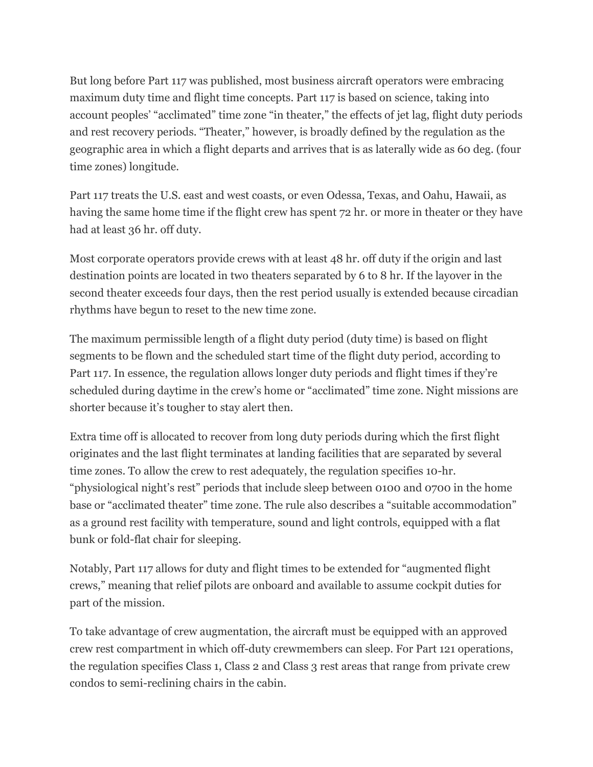But long before Part 117 was published, most business aircraft operators were embracing maximum duty time and flight time concepts. Part 117 is based on science, taking into account peoples' "acclimated" time zone "in theater," the effects of jet lag, flight duty periods and rest recovery periods. "Theater," however, is broadly defined by the regulation as the geographic area in which a flight departs and arrives that is as laterally wide as 60 deg. (four time zones) longitude.

Part 117 treats the U.S. east and west coasts, or even Odessa, Texas, and Oahu, Hawaii, as having the same home time if the flight crew has spent 72 hr. or more in theater or they have had at least 36 hr. off duty.

Most corporate operators provide crews with at least 48 hr. off duty if the origin and last destination points are located in two theaters separated by 6 to 8 hr. If the layover in the second theater exceeds four days, then the rest period usually is extended because circadian rhythms have begun to reset to the new time zone.

The maximum permissible length of a flight duty period (duty time) is based on flight segments to be flown and the scheduled start time of the flight duty period, according to Part 117. In essence, the regulation allows longer duty periods and flight times if they're scheduled during daytime in the crew's home or "acclimated" time zone. Night missions are shorter because it's tougher to stay alert then.

Extra time off is allocated to recover from long duty periods during which the first flight originates and the last flight terminates at landing facilities that are separated by several time zones. To allow the crew to rest adequately, the regulation specifies 10-hr. "physiological night's rest" periods that include sleep between 0100 and 0700 in the home base or "acclimated theater" time zone. The rule also describes a "suitable accommodation" as a ground rest facility with temperature, sound and light controls, equipped with a flat bunk or fold-flat chair for sleeping.

Notably, Part 117 allows for duty and flight times to be extended for "augmented flight crews," meaning that relief pilots are onboard and available to assume cockpit duties for part of the mission.

To take advantage of crew augmentation, the aircraft must be equipped with an approved crew rest compartment in which off-duty crewmembers can sleep. For Part 121 operations, the regulation specifies Class 1, Class 2 and Class 3 rest areas that range from private crew condos to semi-reclining chairs in the cabin.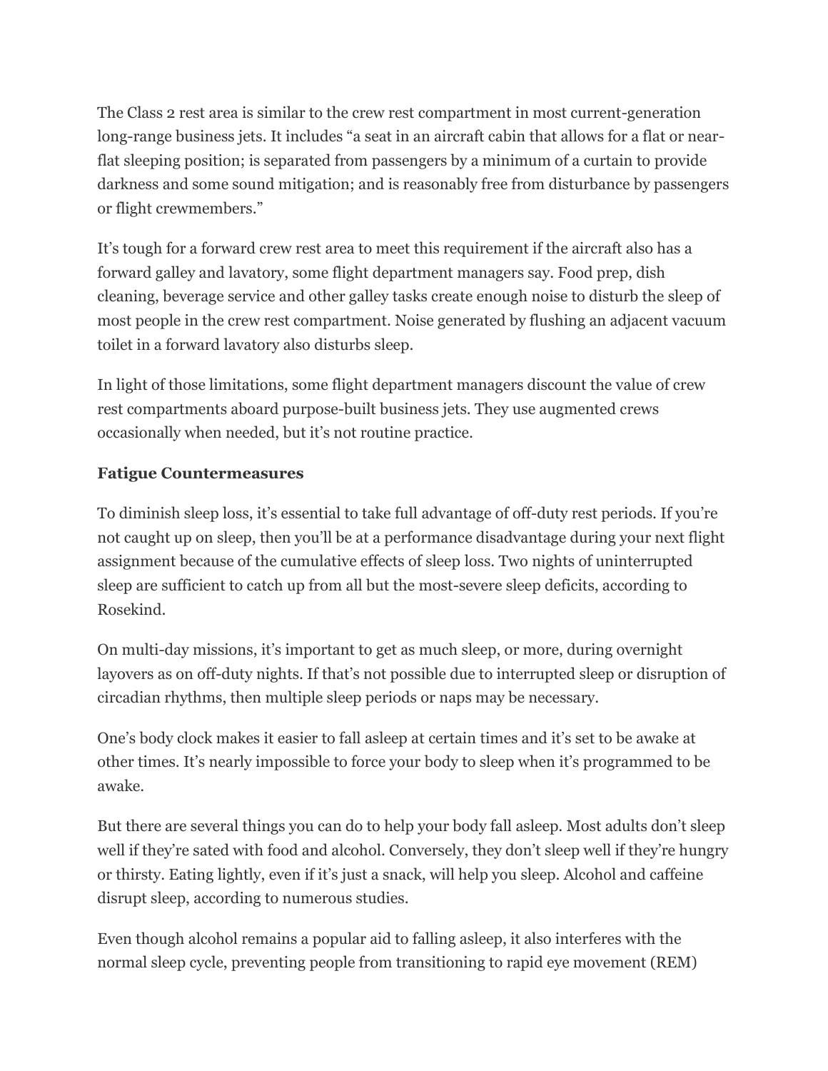The Class 2 rest area is similar to the crew rest compartment in most current-generation long-range business jets. It includes "a seat in an aircraft cabin that allows for a flat or near-flat sleeping position; is separated from passengers by a minimum of a curtain to provide darkness and some sound mitigation; and is reasonably free from disturbance by passengers or flight crewmembers."

It's tough for a forward crew rest area to meet this requirement if the aircraft also has a forward galley and lavatory, some flight department managers say. Food prep, dish cleaning, beverage service and other galley tasks create enough noise to disturb the sleep of most people in the crew rest compartment. Noise generated by flushing an adjacent vacuum toilet in a forward lavatory also disturbs sleep.

In light of those limitations, some flight department managers discount the value of crew rest compartments aboard purpose-built business jets. They use augmented crews occasionally when needed, but it's not routine practice.

**Fatigue Countermeasures**

To diminish sleep loss, it's essential to take full advantage of off-duty rest periods. If you're not caught up on sleep, then you'll be at a performance disadvantage during your next flight assignment because of the cumulative effects of sleep loss. Two nights of uninterrupted sleep are sufficient to catch up from all but the most-severe sleep deficits, according to Rosekind.

On multi-day missions, it's important to get as much sleep, or more, during overnight layovers as on off-duty nights. If that's not possible due to interrupted sleep or disruption of circadian rhythms, then multiple sleep periods or naps may be necessary.

One's body clock makes it easier to fall asleep at certain times and it's set to be awake at other times. It's nearly impossible to force your body to sleep when it's programmed to be awake.

But there are several things you can do to help your body fall asleep. Most adults don't sleep well if they're sated with food and alcohol. Conversely, they don't sleep well if they're hungry or thirsty. Eating lightly, even if it's just a snack, will help you sleep. Alcohol and caffeine disrupt sleep, according to numerous studies.

Even though alcohol remains a popular aid to falling asleep, it also interferes with the normal sleep cycle, preventing people from transitioning to rapid eye movement (REM)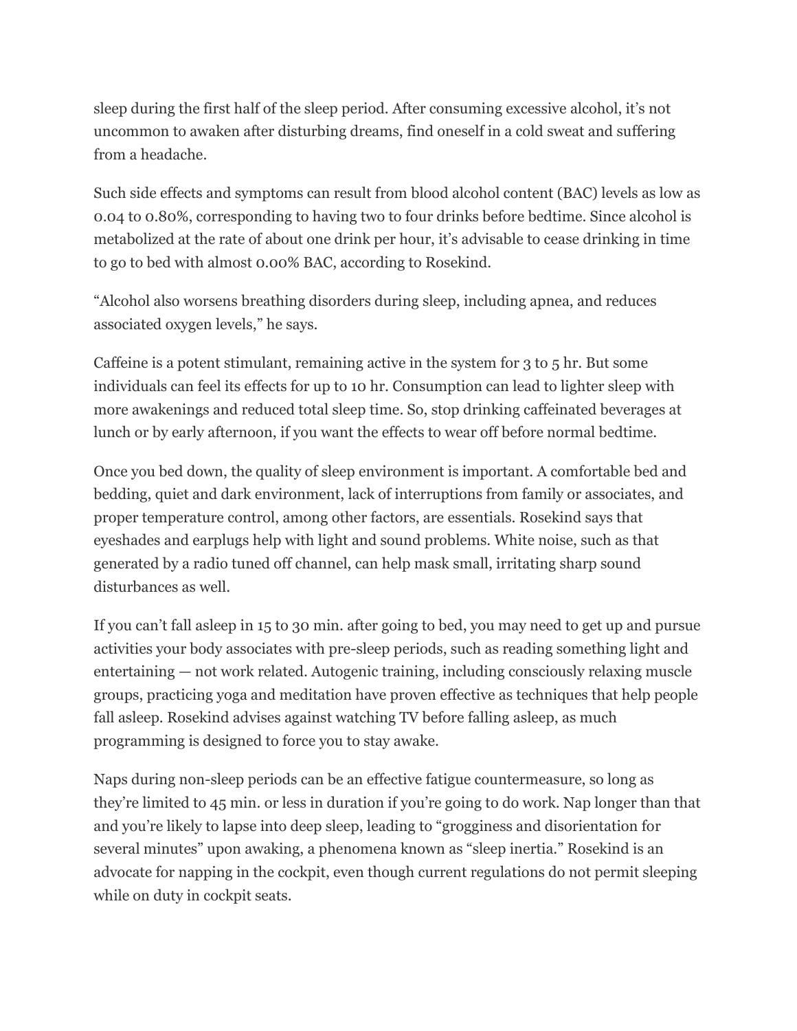sleep during the first half of the sleep period. After consuming excessive alcohol, it's not uncommon to awaken after disturbing dreams, find oneself in a cold sweat and suffering from a headache.

Such side effects and symptoms can result from blood alcohol content (BAC) levels as low as 0.04 to 0.80%, corresponding to having two to four drinks before bedtime. Since alcohol is metabolized at the rate of about one drink per hour, it's advisable to cease drinking in time to go to bed with almost 0.00% BAC, according to Rosekind.

"Alcohol also worsens breathing disorders during sleep, including apnea, and reduces associated oxygen levels," he says.

Caffeine is a potent stimulant, remaining active in the system for 3 to 5 hr. But some individuals can feel its effects for up to 10 hr. Consumption can lead to lighter sleep with more awakenings and reduced total sleep time. So, stop drinking caffeinated beverages at lunch or by early afternoon, if you want the effects to wear off before normal bedtime.

Once you bed down, the quality of sleep environment is important. A comfortable bed and bedding, quiet and dark environment, lack of interruptions from family or associates, and proper temperature control, among other factors, are essentials. Rosekind says that eyeshades and earplugs help with light and sound problems. White noise, such as that generated by a radio tuned off channel, can help mask small, irritating sharp sound disturbances as well.

If you can't fall asleep in 15 to 30 min. after going to bed, you may need to get up and pursue activities your body associates with pre-sleep periods, such as reading something light and entertaining — not work related. Autogenic training, including consciously relaxing muscle groups, practicing yoga and meditation have proven effective as techniques that help people fall asleep. Rosekind advises against watching TV before falling asleep, as much programming is designed to force you to stay awake.

Naps during non-sleep periods can be an effective fatigue countermeasure, so long as they're limited to 45 min. or less in duration if you're going to do work. Nap longer than that and you're likely to lapse into deep sleep, leading to "grogginess and disorientation for several minutes" upon awaking, a phenomena known as "sleep inertia." Rosekind is an advocate for napping in the cockpit, even though current regulations do not permit sleeping while on duty in cockpit seats.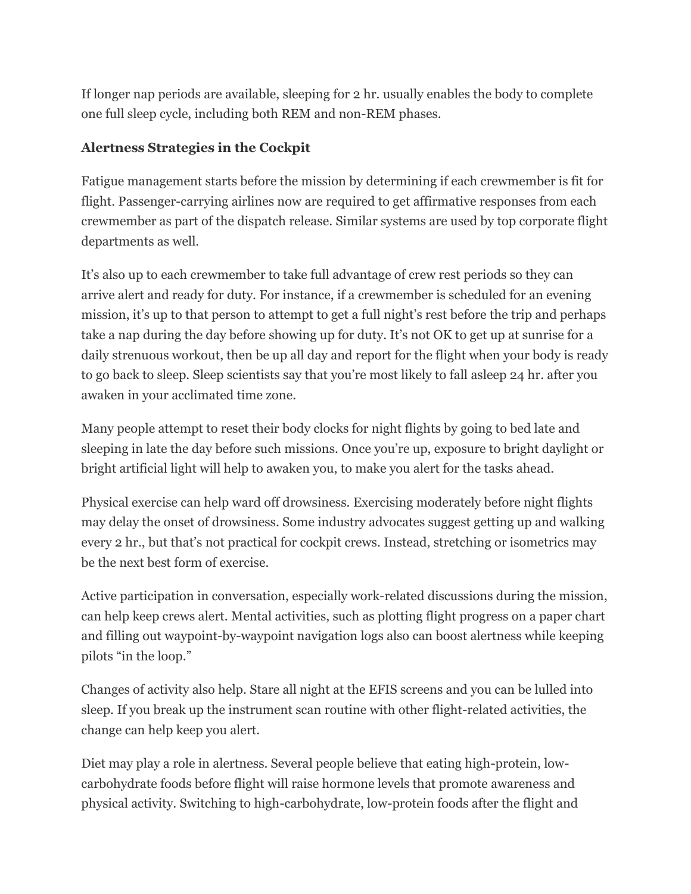If longer nap periods are available, sleeping for 2 hr. usually enables the body to complete one full sleep cycle, including both REM and non-REM phases.

**Alertness Strategies in the Cockpit**

Fatigue management starts before the mission by determining if each crewmember is fit for flight. Passenger-carrying airlines now are required to get affirmative responses from each crewmember as part of the dispatch release. Similar systems are used by top corporate flight departments as well.

It's also up to each crewmember to take full advantage of crew rest periods so they can arrive alert and ready for duty. For instance, if a crewmember is scheduled for an evening mission, it's up to that person to attempt to get a full night's rest before the trip and perhaps take a nap during the day before showing up for duty. It's not OK to get up at sunrise for a daily strenuous workout, then be up all day and report for the flight when your body is ready to go back to sleep. Sleep scientists say that you're most likely to fall asleep 24 hr. after you awaken in your acclimated time zone.

Many people attempt to reset their body clocks for night flights by going to bed late and sleeping in late the day before such missions. Once you're up, exposure to bright daylight or bright artificial light will help to awaken you, to make you alert for the tasks ahead.

Physical exercise can help ward off drowsiness. Exercising moderately before night flights may delay the onset of drowsiness. Some industry advocates suggest getting up and walking every 2 hr., but that's not practical for cockpit crews. Instead, stretching or isometrics may be the next best form of exercise.

Active participation in conversation, especially work-related discussions during the mission, can help keep crews alert. Mental activities, such as plotting flight progress on a paper chart and filling out waypoint-by-waypoint navigation logs also can boost alertness while keeping pilots "in the loop."

Changes of activity also help. Stare all night at the EFIS screens and you can be lulled into sleep. If you break up the instrument scan routine with other flight-related activities, the change can help keep you alert.

Diet may play a role in alertness. Several people believe that eating high-protein, low-carbohydrate foods before flight will raise hormone levels that promote awareness and physical activity. Switching to high-carbohydrate, low-protein foods after the flight and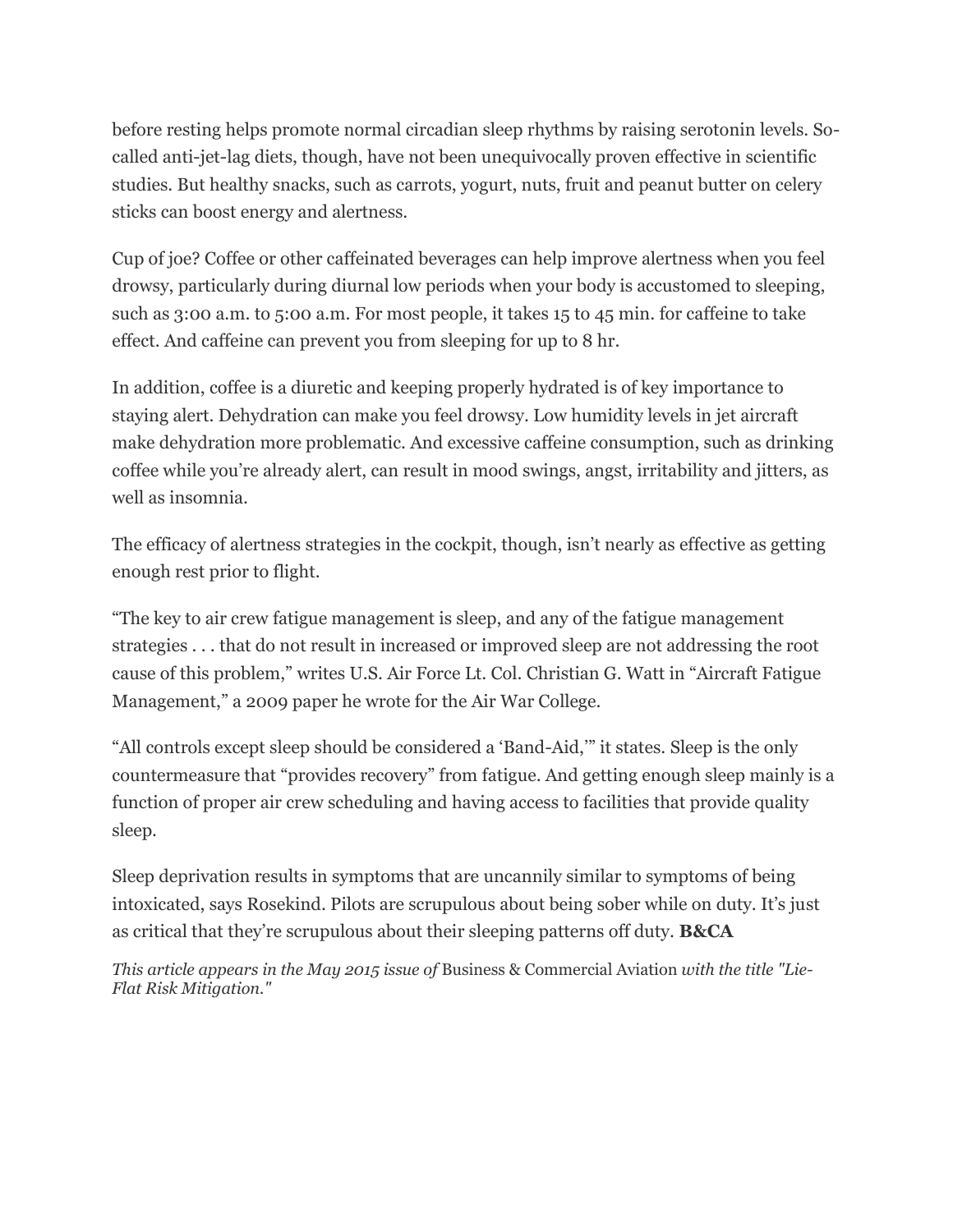before resting helps promote normal circadian sleep rhythms by raising serotonin levels. So-called anti-jet-lag diets, though, have not been unequivocally proven effective in scientific studies. But healthy snacks, such as carrots, yogurt, nuts, fruit and peanut butter on celery sticks can boost energy and alertness.

Cup of joe? Coffee or other caffeinated beverages can help improve alertness when you feel drowsy, particularly during diurnal low periods when your body is accustomed to sleeping, such as 3:00 a.m. to 5:00 a.m. For most people, it takes 15 to 45 min. for caffeine to take effect. And caffeine can prevent you from sleeping for up to 8 hr.

In addition, coffee is a diuretic and keeping properly hydrated is of key importance to staying alert. Dehydration can make you feel drowsy. Low humidity levels in jet aircraft make dehydration more problematic. And excessive caffeine consumption, such as drinking coffee while you're already alert, can result in mood swings, angst, irritability and jitters, as well as insomnia.

The efficacy of alertness strategies in the cockpit, though, isn't nearly as effective as getting enough rest prior to flight.

"The key to air crew fatigue management is sleep, and any of the fatigue management strategies . . . that do not result in increased or improved sleep are not addressing the root cause of this problem," writes U.S. Air Force Lt. Col. Christian G. Watt in "Aircraft Fatigue Management," a 2009 paper he wrote for the Air War College.

"All controls except sleep should be considered a 'Band-Aid,'" it states. Sleep is the only countermeasure that "provides recovery" from fatigue. And getting enough sleep mainly is a function of proper air crew scheduling and having access to facilities that provide quality sleep.

Sleep deprivation results in symptoms that are uncannily similar to symptoms of being intoxicated, says Rosekind. Pilots are scrupulous about being sober while on duty. It's just as critical that they're scrupulous about their sleeping patterns off duty. **B&CA**

*This article appears in the May 2015 issue of* Business & Commercial Aviation *with the title "Lie-Flat Risk Mitigation."*